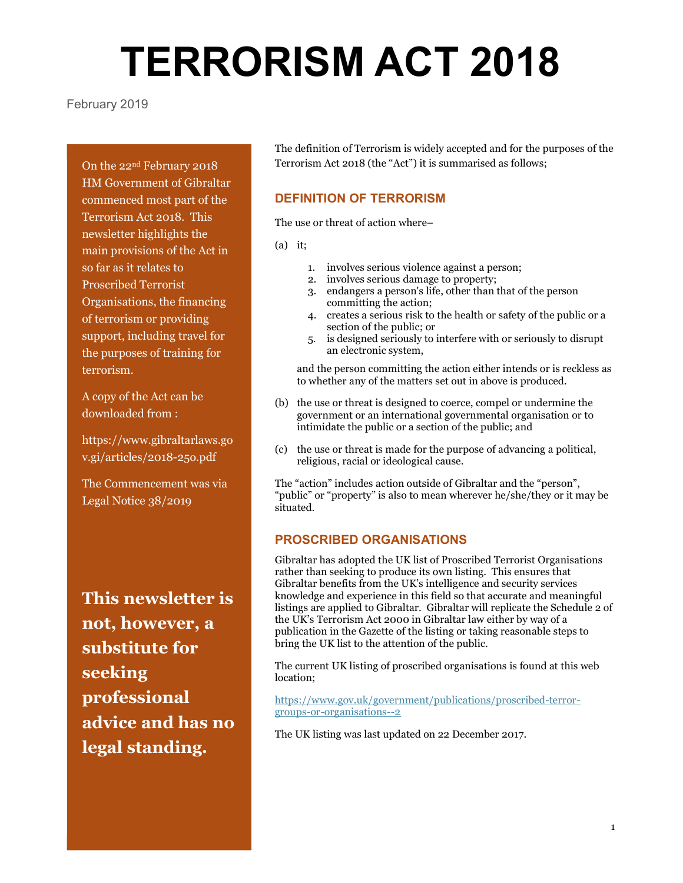# TERRORISM ACT 2018

February 2019

On the 22nd February 2018 HM Government of Gibraltar commenced most part of the Terrorism Act 2018. This newsletter highlights the main provisions of the Act in so far as it relates to Proscribed Terrorist Organisations, the financing of terrorism or providing support, including travel for the purposes of training for terrorism.

A copy of the Act can be downloaded from :

https://www.gibraltarlaws.gov.gi/articles/2018-250.pdf

The Commencement was via Legal Notice 38/2019

**This newsletter is not, however, a substitute for seeking professional advice and has no legal standing.**

The definition of Terrorism is widely accepted and for the purposes of the Terrorism Act 2018 (the "Act") it is summarised as follows;

## DEFINITION OF TERRORISM

The use or threat of action where–

(a) it;

1. involves serious violence against a person;
2. involves serious damage to property;
3. endangers a person's life, other than that of the person committing the action;
4. creates a serious risk to the health or safety of the public or a section of the public; or
5. is designed seriously to interfere with or seriously to disrupt an electronic system,

and the person committing the action either intends or is reckless as to whether any of the matters set out in above is produced.

(b) the use or threat is designed to coerce, compel or undermine the government or an international governmental organisation or to intimidate the public or a section of the public; and

(c) the use or threat is made for the purpose of advancing a political, religious, racial or ideological cause.

The "action" includes action outside of Gibraltar and the "person", "public" or "property" is also to mean wherever he/she/they or it may be situated.

## PROSCRIBED ORGANISATIONS

Gibraltar has adopted the UK list of Proscribed Terrorist Organisations rather than seeking to produce its own listing. This ensures that Gibraltar benefits from the UK's intelligence and security services knowledge and experience in this field so that accurate and meaningful listings are applied to Gibraltar. Gibraltar will replicate the Schedule 2 of the UK's Terrorism Act 2000 in Gibraltar law either by way of a publication in the Gazette of the listing or taking reasonable steps to bring the UK list to the attention of the public.

The current UK listing of proscribed organisations is found at this web location;

https://www.gov.uk/government/publications/proscribed-terror-groups-or-organisations--2

The UK listing was last updated on 22 December 2017.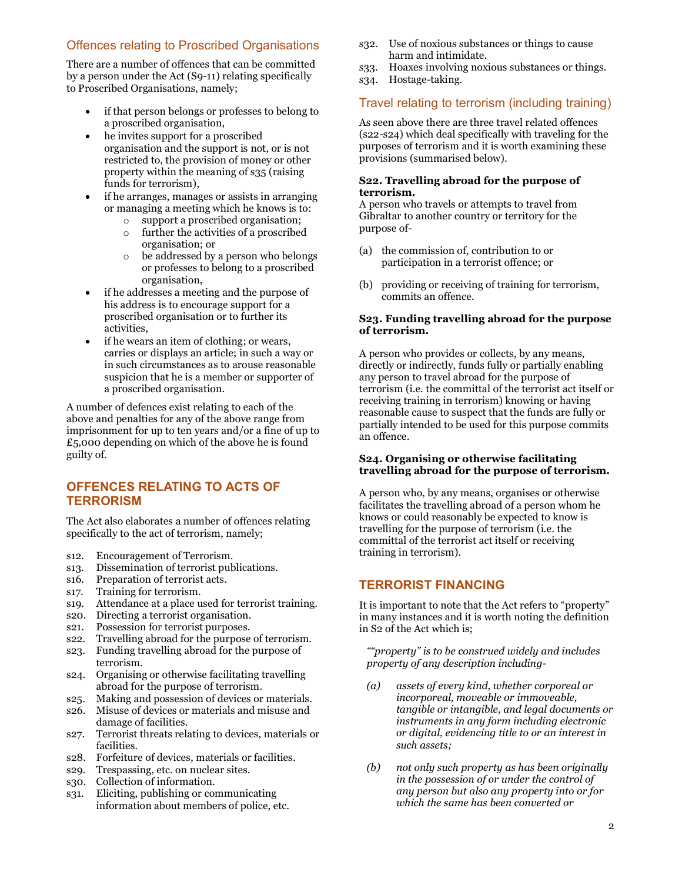### Offences relating to Proscribed Organisations

There are a number of offences that can be committed by a person under the Act (S9-11) relating specifically to Proscribed Organisations, namely;

- if that person belongs or professes to belong to a proscribed organisation,
- he invites support for a proscribed organisation and the support is not, or is not restricted to, the provision of money or other property within the meaning of s35 (raising funds for terrorism),
- if he arranges, manages or assists in arranging or managing a meeting which he knows is to:
    - support a proscribed organisation;
    - further the activities of a proscribed organisation; or
    - be addressed by a person who belongs or professes to belong to a proscribed organisation,
- if he addresses a meeting and the purpose of his address is to encourage support for a proscribed organisation or to further its activities,
- if he wears an item of clothing; or wears, carries or displays an article; in such a way or in such circumstances as to arouse reasonable suspicion that he is a member or supporter of a proscribed organisation.

A number of defences exist relating to each of the above and penalties for any of the above range from imprisonment for up to ten years and/or a fine of up to £5,000 depending on which of the above he is found guilty of.

## OFFENCES RELATING TO ACTS OF TERRORISM

The Act also elaborates a number of offences relating specifically to the act of terrorism, namely;

- s12. Encouragement of Terrorism.
- s13. Dissemination of terrorist publications.
- s16. Preparation of terrorist acts.
- s17. Training for terrorism.
- s19. Attendance at a place used for terrorist training.
- s20. Directing a terrorist organisation.
- s21. Possession for terrorist purposes.
- s22. Travelling abroad for the purpose of terrorism.
- s23. Funding travelling abroad for the purpose of terrorism.
- s24. Organising or otherwise facilitating travelling abroad for the purpose of terrorism.
- s25. Making and possession of devices or materials.
- s26. Misuse of devices or materials and misuse and damage of facilities.
- s27. Terrorist threats relating to devices, materials or facilities.
- s28. Forfeiture of devices, materials or facilities.
- s29. Trespassing, etc. on nuclear sites.
- s30. Collection of information.
- s31. Eliciting, publishing or communicating information about members of police, etc.
- s32. Use of noxious substances or things to cause harm and intimidate.
- s33. Hoaxes involving noxious substances or things.
- s34. Hostage-taking.

### Travel relating to terrorism (including training)

As seen above there are three travel related offences (s22-s24) which deal specifically with traveling for the purposes of terrorism and it is worth examining these provisions (summarised below).

**S22. Travelling abroad for the purpose of terrorism.**
A person who travels or attempts to travel from Gibraltar to another country or territory for the purpose of-

(a) the commission of, contribution to or participation in a terrorist offence; or

(b) providing or receiving of training for terrorism, commits an offence.

**S23. Funding travelling abroad for the purpose of terrorism.**

A person who provides or collects, by any means, directly or indirectly, funds fully or partially enabling any person to travel abroad for the purpose of terrorism (i.e. the committal of the terrorist act itself or receiving training in terrorism) knowing or having reasonable cause to suspect that the funds are fully or partially intended to be used for this purpose commits an offence.

**S24. Organising or otherwise facilitating travelling abroad for the purpose of terrorism.**

A person who, by any means, organises or otherwise facilitates the travelling abroad of a person whom he knows or could reasonably be expected to know is travelling for the purpose of terrorism (i.e. the committal of the terrorist act itself or receiving training in terrorism).

## TERRORIST FINANCING

It is important to note that the Act refers to "property" in many instances and it is worth noting the definition in S2 of the Act which is;

*""property" is to be construed widely and includes property of any description including-*

*(a) assets of every kind, whether corporeal or incorporeal, moveable or immoveable, tangible or intangible, and legal documents or instruments in any form including electronic or digital, evidencing title to or an interest in such assets;*

*(b) not only such property as has been originally in the possession of or under the control of any person but also any property into or for which the same has been converted or*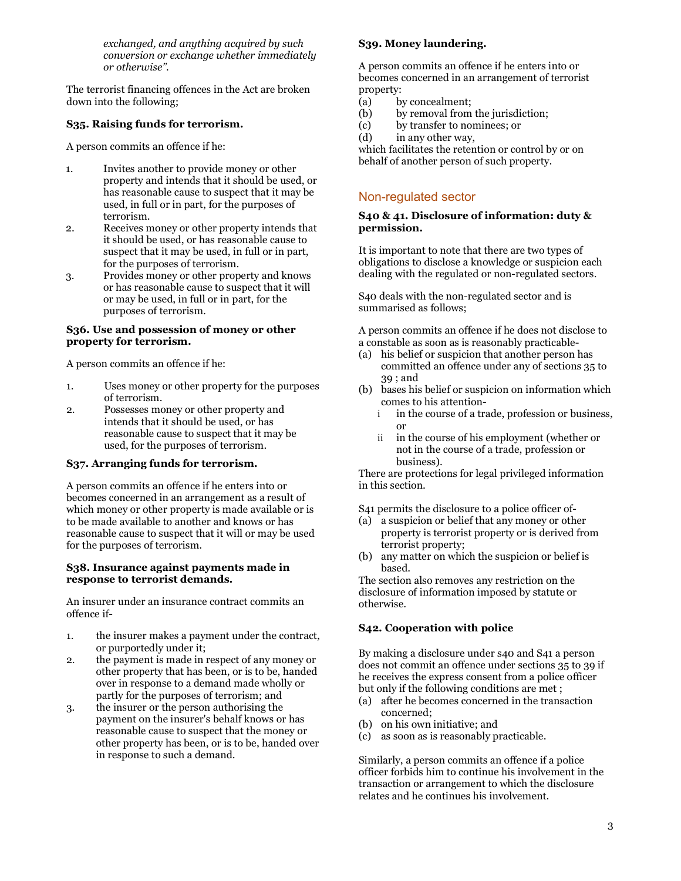*exchanged, and anything acquired by such conversion or exchange whether immediately or otherwise".*

The terrorist financing offences in the Act are broken down into the following;

**S35. Raising funds for terrorism.**

A person commits an offence if he:

1. Invites another to provide money or other property and intends that it should be used, or has reasonable cause to suspect that it may be used, in full or in part, for the purposes of terrorism.
2. Receives money or other property intends that it should be used, or has reasonable cause to suspect that it may be used, in full or in part, for the purposes of terrorism.
3. Provides money or other property and knows or has reasonable cause to suspect that it will or may be used, in full or in part, for the purposes of terrorism.

**S36. Use and possession of money or other property for terrorism.**

A person commits an offence if he:

1. Uses money or other property for the purposes of terrorism.
2. Possesses money or other property and intends that it should be used, or has reasonable cause to suspect that it may be used, for the purposes of terrorism.

**S37. Arranging funds for terrorism.**

A person commits an offence if he enters into or becomes concerned in an arrangement as a result of which money or other property is made available or is to be made available to another and knows or has reasonable cause to suspect that it will or may be used for the purposes of terrorism.

**S38. Insurance against payments made in response to terrorist demands.**

An insurer under an insurance contract commits an offence if-

1. the insurer makes a payment under the contract, or purportedly under it;
2. the payment is made in respect of any money or other property that has been, or is to be, handed over in response to a demand made wholly or partly for the purposes of terrorism; and
3. the insurer or the person authorising the payment on the insurer's behalf knows or has reasonable cause to suspect that the money or other property has been, or is to be, handed over in response to such a demand.

**S39. Money laundering.**

A person commits an offence if he enters into or becomes concerned in an arrangement of terrorist property:

(a) by concealment;
(b) by removal from the jurisdiction;
(c) by transfer to nominees; or
(d) in any other way,

which facilitates the retention or control by or on behalf of another person of such property.

## Non-regulated sector

**S40 & 41. Disclosure of information: duty & permission.**

It is important to note that there are two types of obligations to disclose a knowledge or suspicion each dealing with the regulated or non-regulated sectors.

S40 deals with the non-regulated sector and is summarised as follows;

A person commits an offence if he does not disclose to a constable as soon as is reasonably practicable-

(a) his belief or suspicion that another person has committed an offence under any of sections 35 to 39 ; and
(b) bases his belief or suspicion on information which comes to his attention-
    i in the course of a trade, profession or business, or
    ii in the course of his employment (whether or not in the course of a trade, profession or business).

There are protections for legal privileged information in this section.

S41 permits the disclosure to a police officer of-

(a) a suspicion or belief that any money or other property is terrorist property or is derived from terrorist property;
(b) any matter on which the suspicion or belief is based.

The section also removes any restriction on the disclosure of information imposed by statute or otherwise.

**S42. Cooperation with police**

By making a disclosure under s40 and S41 a person does not commit an offence under sections 35 to 39 if he receives the express consent from a police officer but only if the following conditions are met ;

(a) after he becomes concerned in the transaction concerned;
(b) on his own initiative; and
(c) as soon as is reasonably practicable.

Similarly, a person commits an offence if a police officer forbids him to continue his involvement in the transaction or arrangement to which the disclosure relates and he continues his involvement.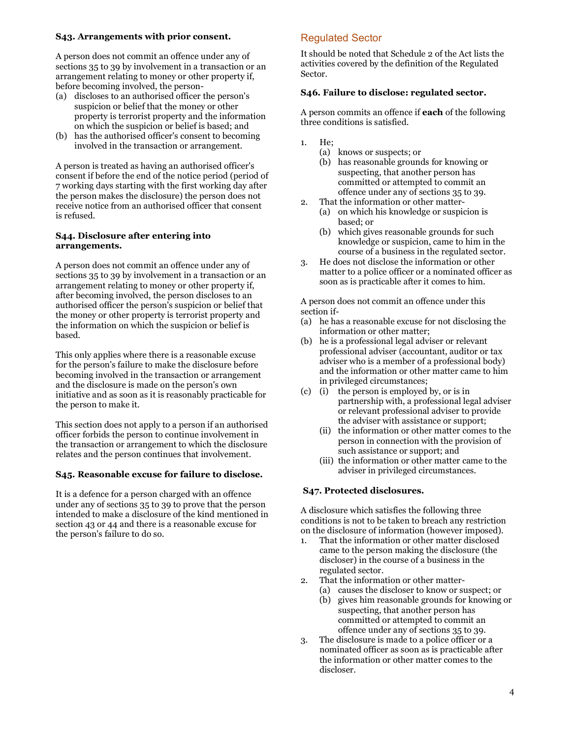**S43. Arrangements with prior consent.**

A person does not commit an offence under any of sections 35 to 39 by involvement in a transaction or an arrangement relating to money or other property if, before becoming involved, the person-

(a) discloses to an authorised officer the person's suspicion or belief that the money or other property is terrorist property and the information on which the suspicion or belief is based; and
(b) has the authorised officer's consent to becoming involved in the transaction or arrangement.

A person is treated as having an authorised officer's consent if before the end of the notice period (period of 7 working days starting with the first working day after the person makes the disclosure) the person does not receive notice from an authorised officer that consent is refused.

**S44. Disclosure after entering into arrangements.**

A person does not commit an offence under any of sections 35 to 39 by involvement in a transaction or an arrangement relating to money or other property if, after becoming involved, the person discloses to an authorised officer the person's suspicion or belief that the money or other property is terrorist property and the information on which the suspicion or belief is based.

This only applies where there is a reasonable excuse for the person's failure to make the disclosure before becoming involved in the transaction or arrangement and the disclosure is made on the person's own initiative and as soon as it is reasonably practicable for the person to make it.

This section does not apply to a person if an authorised officer forbids the person to continue involvement in the transaction or arrangement to which the disclosure relates and the person continues that involvement.

**S45. Reasonable excuse for failure to disclose.**

It is a defence for a person charged with an offence under any of sections 35 to 39 to prove that the person intended to make a disclosure of the kind mentioned in section 43 or 44 and there is a reasonable excuse for the person's failure to do so.

## Regulated Sector

It should be noted that Schedule 2 of the Act lists the activities covered by the definition of the Regulated Sector.

**S46. Failure to disclose: regulated sector.**

A person commits an offence if **each** of the following three conditions is satisfied.

1. He;
   (a) knows or suspects; or
   (b) has reasonable grounds for knowing or suspecting, that another person has committed or attempted to commit an offence under any of sections 35 to 39.
2. That the information or other matter-
   (a) on which his knowledge or suspicion is based; or
   (b) which gives reasonable grounds for such knowledge or suspicion, came to him in the course of a business in the regulated sector.
3. He does not disclose the information or other matter to a police officer or a nominated officer as soon as is practicable after it comes to him.

A person does not commit an offence under this section if-

(a) he has a reasonable excuse for not disclosing the information or other matter;
(b) he is a professional legal adviser or relevant professional adviser (accountant, auditor or tax adviser who is a member of a professional body) and the information or other matter came to him in privileged circumstances;
(c) (i) the person is employed by, or is in partnership with, a professional legal adviser or relevant professional adviser to provide the adviser with assistance or support;
    (ii) the information or other matter comes to the person in connection with the provision of such assistance or support; and
    (iii) the information or other matter came to the adviser in privileged circumstances.

**S47. Protected disclosures.**

A disclosure which satisfies the following three conditions is not to be taken to breach any restriction on the disclosure of information (however imposed).

1. That the information or other matter disclosed came to the person making the disclosure (the discloser) in the course of a business in the regulated sector.
2. That the information or other matter-
   (a) causes the discloser to know or suspect; or
   (b) gives him reasonable grounds for knowing or suspecting, that another person has committed or attempted to commit an offence under any of sections 35 to 39.
3. The disclosure is made to a police officer or a nominated officer as soon as is practicable after the information or other matter comes to the discloser.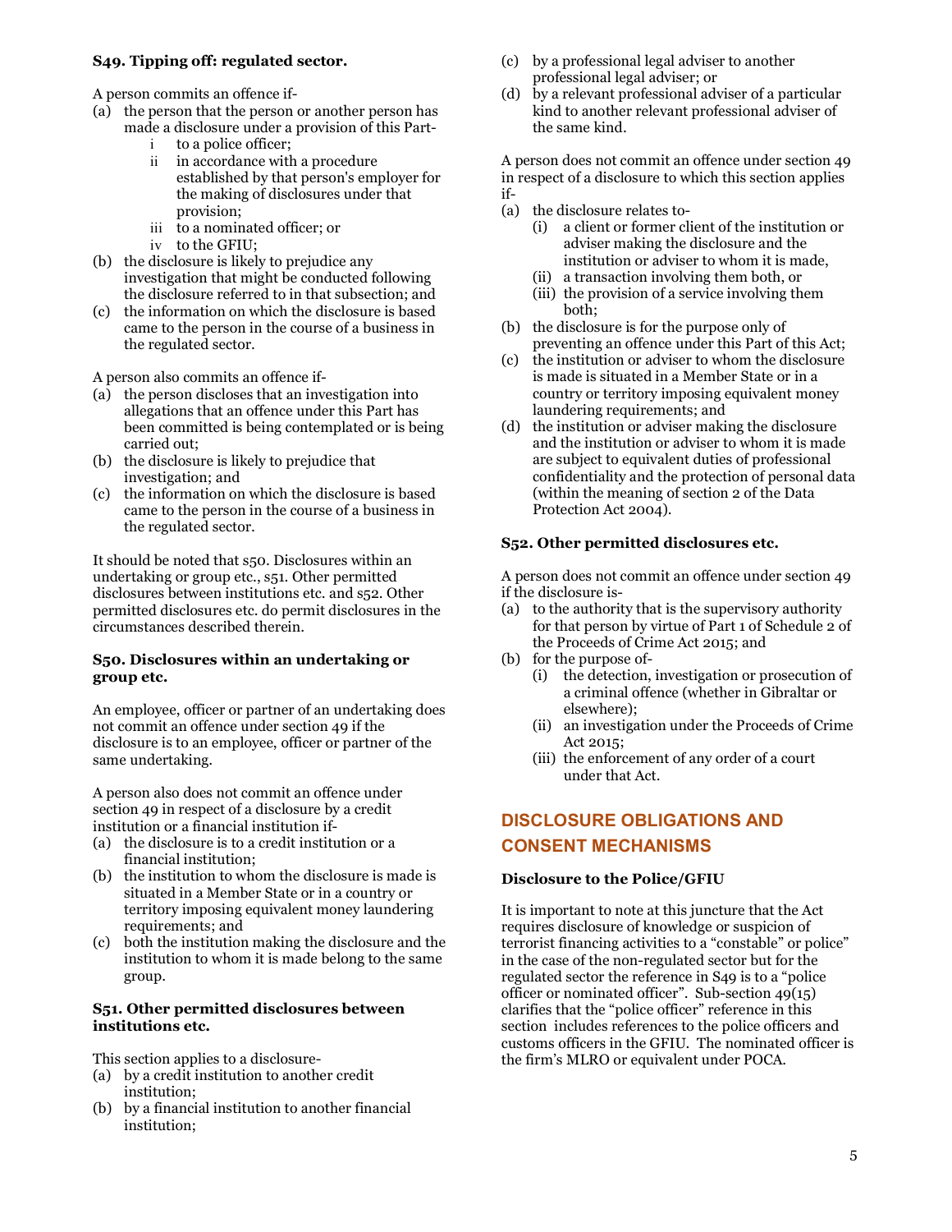**S49. Tipping off: regulated sector.**

A person commits an offence if-

(a) the person that the person or another person has made a disclosure under a provision of this Part-
  i to a police officer;
  ii in accordance with a procedure established by that person's employer for the making of disclosures under that provision;
  iii to a nominated officer; or
  iv to the GFIU;
(b) the disclosure is likely to prejudice any investigation that might be conducted following the disclosure referred to in that subsection; and
(c) the information on which the disclosure is based came to the person in the course of a business in the regulated sector.

A person also commits an offence if-

(a) the person discloses that an investigation into allegations that an offence under this Part has been committed is being contemplated or is being carried out;
(b) the disclosure is likely to prejudice that investigation; and
(c) the information on which the disclosure is based came to the person in the course of a business in the regulated sector.

It should be noted that s50. Disclosures within an undertaking or group etc., s51. Other permitted disclosures between institutions etc. and s52. Other permitted disclosures etc. do permit disclosures in the circumstances described therein.

**S50. Disclosures within an undertaking or group etc.**

An employee, officer or partner of an undertaking does not commit an offence under section 49 if the disclosure is to an employee, officer or partner of the same undertaking.

A person also does not commit an offence under section 49 in respect of a disclosure by a credit institution or a financial institution if-

(a) the disclosure is to a credit institution or a financial institution;
(b) the institution to whom the disclosure is made is situated in a Member State or in a country or territory imposing equivalent money laundering requirements; and
(c) both the institution making the disclosure and the institution to whom it is made belong to the same group.

**S51. Other permitted disclosures between institutions etc.**

This section applies to a disclosure-

(a) by a credit institution to another credit institution;
(b) by a financial institution to another financial institution;
(c) by a professional legal adviser to another professional legal adviser; or
(d) by a relevant professional adviser of a particular kind to another relevant professional adviser of the same kind.

A person does not commit an offence under section 49 in respect of a disclosure to which this section applies if-

(a) the disclosure relates to-
  (i) a client or former client of the institution or adviser making the disclosure and the institution or adviser to whom it is made,
  (ii) a transaction involving them both, or
  (iii) the provision of a service involving them both;
(b) the disclosure is for the purpose only of preventing an offence under this Part of this Act;
(c) the institution or adviser to whom the disclosure is made is situated in a Member State or in a country or territory imposing equivalent money laundering requirements; and
(d) the institution or adviser making the disclosure and the institution or adviser to whom it is made are subject to equivalent duties of professional confidentiality and the protection of personal data (within the meaning of section 2 of the Data Protection Act 2004).

**S52. Other permitted disclosures etc.**

A person does not commit an offence under section 49 if the disclosure is-

(a) to the authority that is the supervisory authority for that person by virtue of Part 1 of Schedule 2 of the Proceeds of Crime Act 2015; and
(b) for the purpose of-
  (i) the detection, investigation or prosecution of a criminal offence (whether in Gibraltar or elsewhere);
  (ii) an investigation under the Proceeds of Crime Act 2015;
  (iii) the enforcement of any order of a court under that Act.

## DISCLOSURE OBLIGATIONS AND CONSENT MECHANISMS

**Disclosure to the Police/GFIU**

It is important to note at this juncture that the Act requires disclosure of knowledge or suspicion of terrorist financing activities to a "constable" or police" in the case of the non-regulated sector but for the regulated sector the reference in S49 is to a "police officer or nominated officer". Sub-section 49(15) clarifies that the "police officer" reference in this section includes references to the police officers and customs officers in the GFIU. The nominated officer is the firm's MLRO or equivalent under POCA.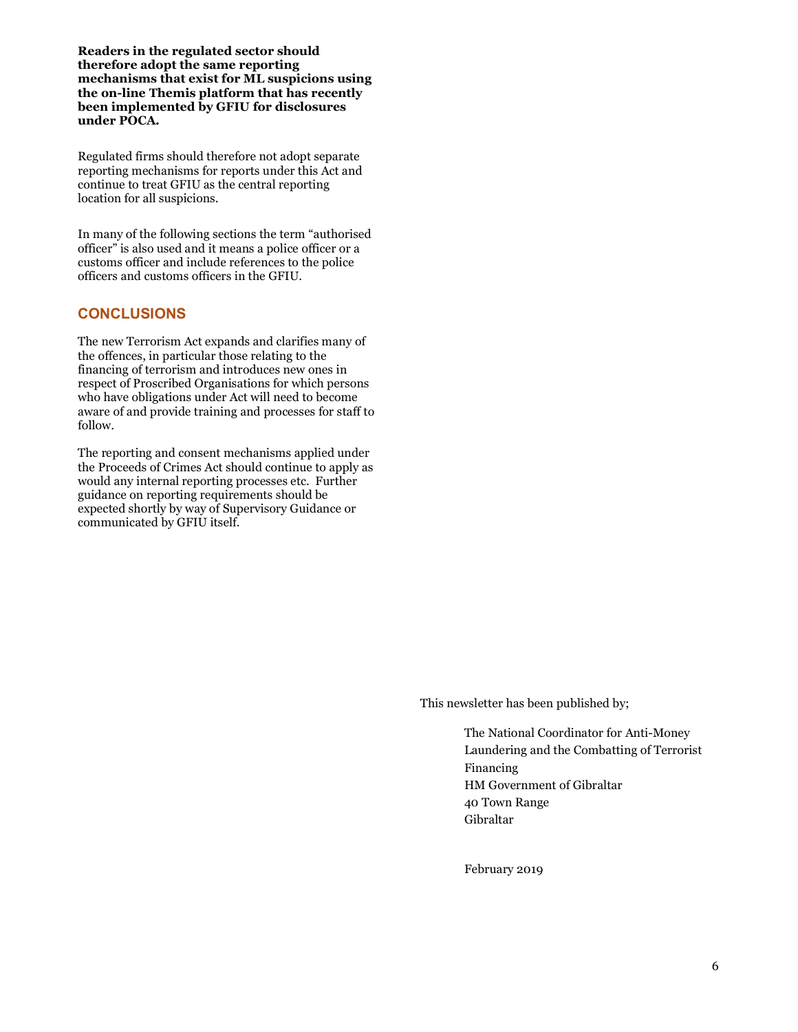**Readers in the regulated sector should therefore adopt the same reporting mechanisms that exist for ML suspicions using the on-line Themis platform that has recently been implemented by GFIU for disclosures under POCA.**

Regulated firms should therefore not adopt separate reporting mechanisms for reports under this Act and continue to treat GFIU as the central reporting location for all suspicions.

In many of the following sections the term "authorised officer" is also used and it means a police officer or a customs officer and include references to the police officers and customs officers in the GFIU.

## CONCLUSIONS

The new Terrorism Act expands and clarifies many of the offences, in particular those relating to the financing of terrorism and introduces new ones in respect of Proscribed Organisations for which persons who have obligations under Act will need to become aware of and provide training and processes for staff to follow.

The reporting and consent mechanisms applied under the Proceeds of Crimes Act should continue to apply as would any internal reporting processes etc. Further guidance on reporting requirements should be expected shortly by way of Supervisory Guidance or communicated by GFIU itself.

This newsletter has been published by;

The National Coordinator for Anti-Money Laundering and the Combatting of Terrorist Financing
HM Government of Gibraltar
40 Town Range
Gibraltar

February 2019